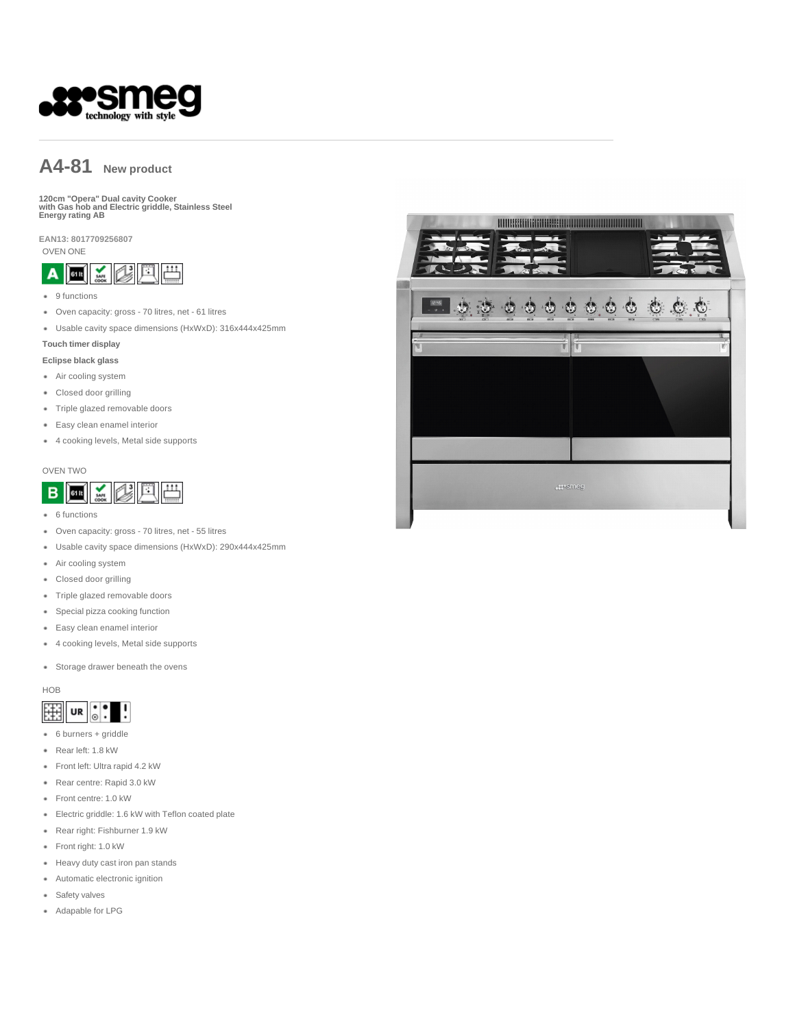# A4-81 New product

**120cm "Opera" Dual cavity Cooker with Gas hob and Electric griddle, Stainless Steel Energy rating AB**

**EAN13: 8017709256807**

OVEN ONE

- 9 functions
- Oven capacity: gross - 70 litres, net - 61 litres
- Usable cavity space dimensions (HxWxD): 316x444x425mm

**Touch timer display**

**Eclipse black glass**

- Air cooling system
- Closed door grilling
- Triple glazed removable doors
- Easy clean enamel interior
- 4 cooking levels, Metal side supports

OVEN TWO

- 6 functions
- Oven capacity: gross - 70 litres, net - 55 litres
- Usable cavity space dimensions (HxWxD): 290x444x425mm
- Air cooling system
- Closed door grilling
- Triple glazed removable doors
- Special pizza cooking function
- Easy clean enamel interior
- 4 cooking levels, Metal side supports

- Storage drawer beneath the ovens

HOB

- 6 burners + griddle
- Rear left: 1.8 kW
- Front left: Ultra rapid 4.2 kW
- Rear centre: Rapid 3.0 kW
- Front centre: 1.0 kW
- Electric griddle: 1.6 kW with Teflon coated plate
- Rear right: Fishburner 1.9 kW
- Front right: 1.0 kW
- Heavy duty cast iron pan stands
- Automatic electronic ignition
- Safety valves
- Adapable for LPG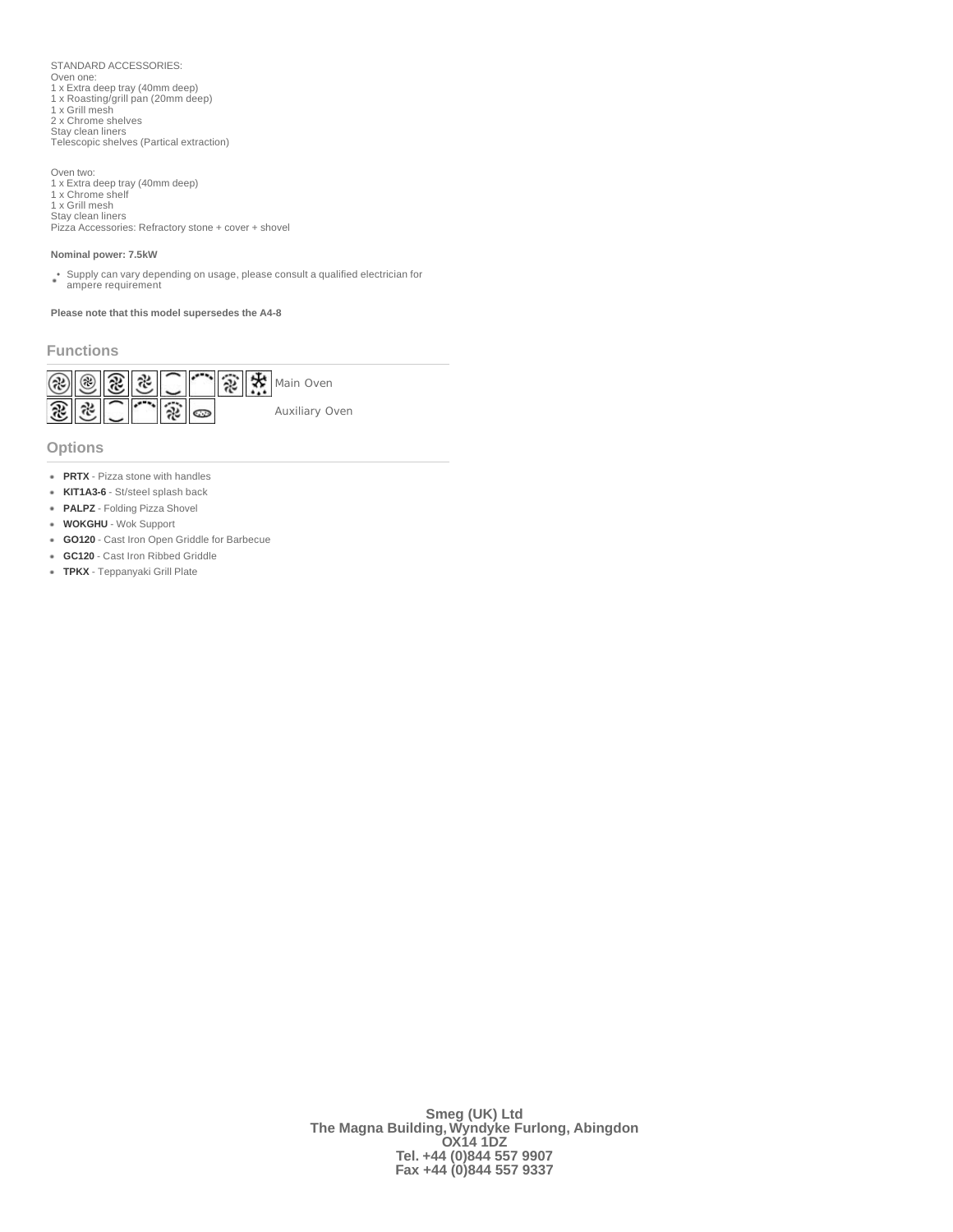STANDARD ACCESSORIES:
Oven one:
1 x Extra deep tray (40mm deep)
1 x Roasting/grill pan (20mm deep)
1 x Grill mesh
2 x Chrome shelves
Stay clean liners
Telescopic shelves (Partical extraction)

Oven two:
1 x Extra deep tray (40mm deep)
1 x Chrome shelf
1 x Grill mesh
Stay clean liners
Pizza Accessories: Refractory stone + cover + shovel

**Nominal power: 7.5kW**

- Supply can vary depending on usage, please consult a qualified electrician for ampere requirement

**Please note that this model supersedes the A4-8**

## Functions

Main Oven

Auxiliary Oven

## Options

- **PRTX** - Pizza stone with handles
- **KIT1A3-6** - St/steel splash back
- **PALPZ** - Folding Pizza Shovel
- **WOKGHU** - Wok Support
- **GO120** - Cast Iron Open Griddle for Barbecue
- **GC120** - Cast Iron Ribbed Griddle
- **TPKX** - Teppanyaki Grill Plate

**Smeg (UK) Ltd**
**The Magna Building, Wyndyke Furlong, Abingdon**
**OX14 1DZ**
**Tel. +44 (0)844 557 9907**
**Fax +44 (0)844 557 9337**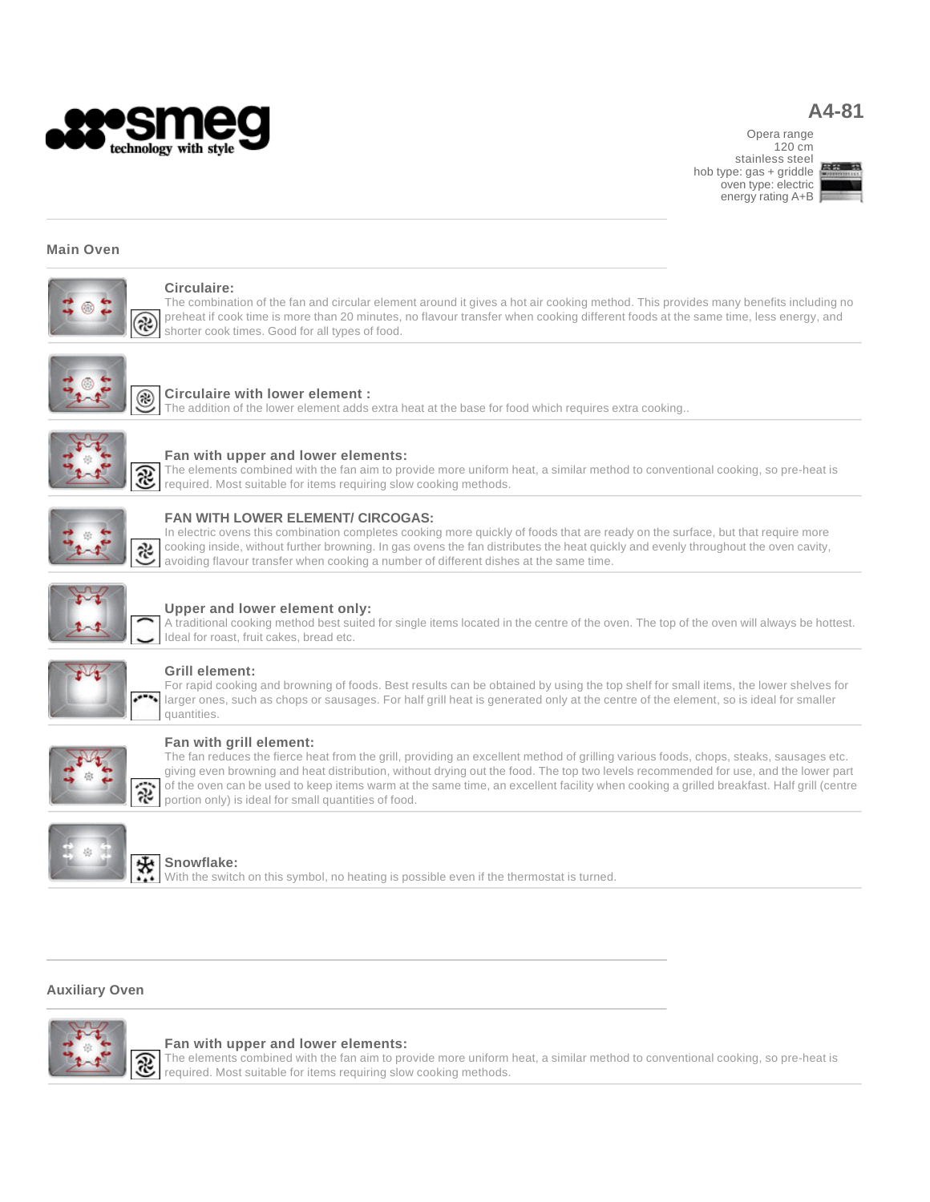# A4-81

Opera range
120 cm
stainless steel
hob type: gas + griddle
oven type: electric
energy rating A+B

## Main Oven

### Circulaire:

The combination of the fan and circular element around it gives a hot air cooking method. This provides many benefits including no preheat if cook time is more than 20 minutes, no flavour transfer when cooking different foods at the same time, less energy, and shorter cook times. Good for all types of food.

### Circulaire with lower element :

The addition of the lower element adds extra heat at the base for food which requires extra cooking..

### Fan with upper and lower elements:

The elements combined with the fan aim to provide more uniform heat, a similar method to conventional cooking, so pre-heat is required. Most suitable for items requiring slow cooking methods.

### FAN WITH LOWER ELEMENT/ CIRCOGAS:

In electric ovens this combination completes cooking more quickly of foods that are ready on the surface, but that require more cooking inside, without further browning. In gas ovens the fan distributes the heat quickly and evenly throughout the oven cavity, avoiding flavour transfer when cooking a number of different dishes at the same time.

### Upper and lower element only:

A traditional cooking method best suited for single items located in the centre of the oven. The top of the oven will always be hottest. Ideal for roast, fruit cakes, bread etc.

### Grill element:

For rapid cooking and browning of foods. Best results can be obtained by using the top shelf for small items, the lower shelves for larger ones, such as chops or sausages. For half grill heat is generated only at the centre of the element, so is ideal for smaller quantities.

### Fan with grill element:

The fan reduces the fierce heat from the grill, providing an excellent method of grilling various foods, chops, steaks, sausages etc. giving even browning and heat distribution, without drying out the food. The top two levels recommended for use, and the lower part of the oven can be used to keep items warm at the same time, an excellent facility when cooking a grilled breakfast. Half grill (centre portion only) is ideal for small quantities of food.

### Snowflake:

With the switch on this symbol, no heating is possible even if the thermostat is turned.

## Auxiliary Oven

### Fan with upper and lower elements:

The elements combined with the fan aim to provide more uniform heat, a similar method to conventional cooking, so pre-heat is required. Most suitable for items requiring slow cooking methods.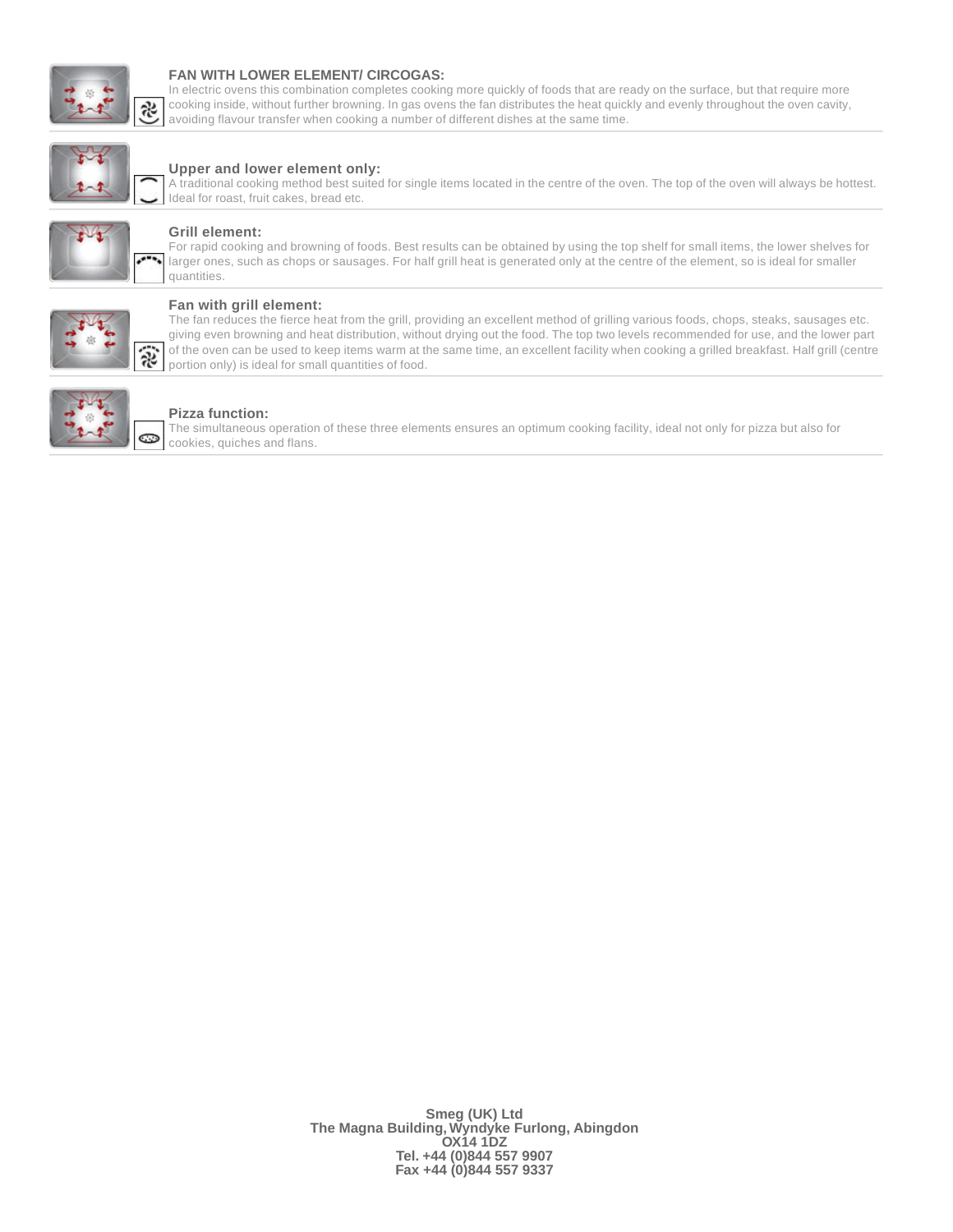### FAN WITH LOWER ELEMENT/ CIRCOGAS:

In electric ovens this combination completes cooking more quickly of foods that are ready on the surface, but that require more cooking inside, without further browning. In gas ovens the fan distributes the heat quickly and evenly throughout the oven cavity, avoiding flavour transfer when cooking a number of different dishes at the same time.

### Upper and lower element only:

A traditional cooking method best suited for single items located in the centre of the oven. The top of the oven will always be hottest. Ideal for roast, fruit cakes, bread etc.

### Grill element:

For rapid cooking and browning of foods. Best results can be obtained by using the top shelf for small items, the lower shelves for larger ones, such as chops or sausages. For half grill heat is generated only at the centre of the element, so is ideal for smaller quantities.

### Fan with grill element:

The fan reduces the fierce heat from the grill, providing an excellent method of grilling various foods, chops, steaks, sausages etc. giving even browning and heat distribution, without drying out the food. The top two levels recommended for use, and the lower part of the oven can be used to keep items warm at the same time, an excellent facility when cooking a grilled breakfast. Half grill (centre portion only) is ideal for small quantities of food.

### Pizza function:

The simultaneous operation of these three elements ensures an optimum cooking facility, ideal not only for pizza but also for cookies, quiches and flans.

**Smeg (UK) Ltd**
**The Magna Building, Wyndyke Furlong, Abingdon**
**OX14 1DZ**
**Tel. +44 (0)844 557 9907**
**Fax +44 (0)844 557 9337**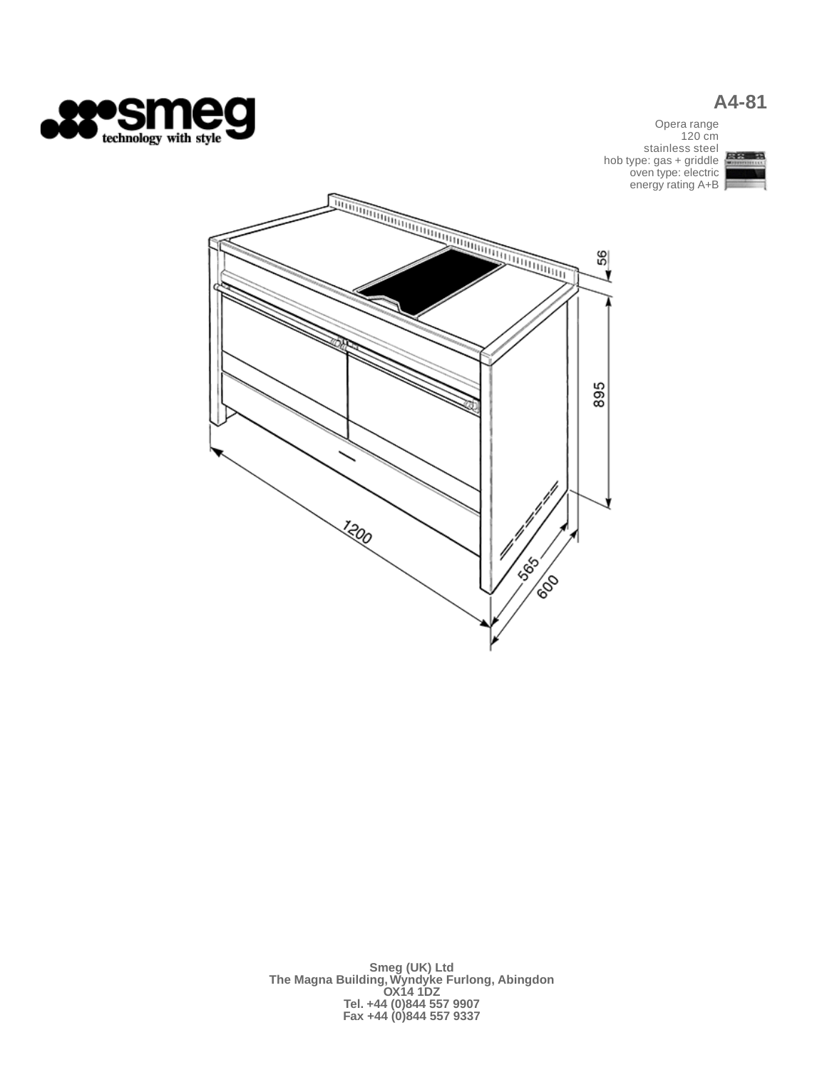**A4-81**

Opera range
120 cm
stainless steel
hob type: gas + griddle
oven type: electric
energy rating A+B

56
895
1200
565
600

**Smeg (UK) Ltd**
**The Magna Building, Wyndyke Furlong, Abingdon**
**OX14 1DZ**
**Tel. +44 (0)844 557 9907**
**Fax +44 (0)844 557 9337**